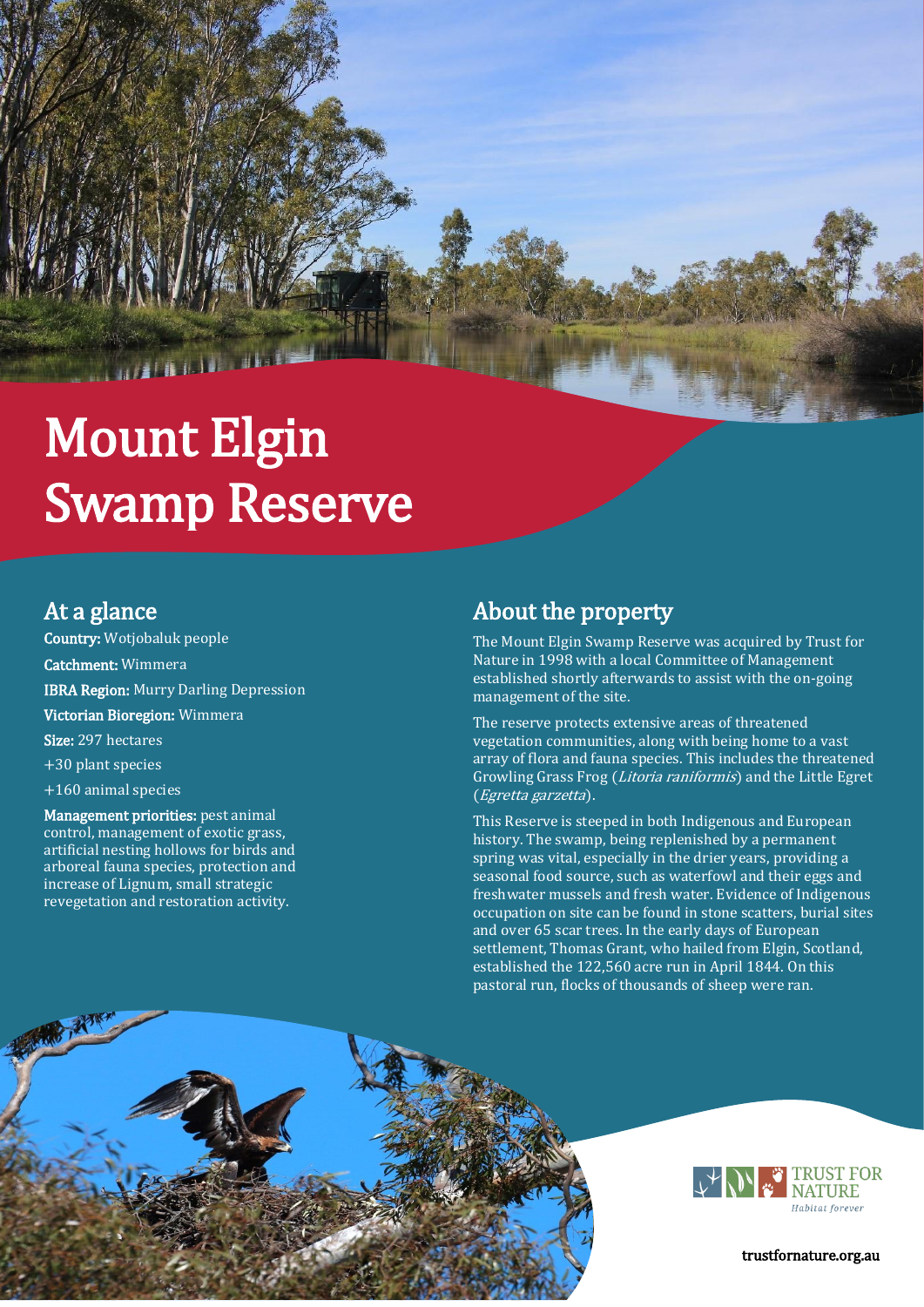# Mount Elgin Swamp Reserve

## At a glance

**Country:** Wotjobaluk people

**Catchment:** Wimmera

**IBRA Region:** Murry Darling Depression

**Victorian Bioregion:** Wimmera

**Size:** 297 hectares

+30 plant species

+160 animal species

**Management priorities:** pest animal control, management of exotic grass, artificial nesting hollows for birds and arboreal fauna species, protection and increase of Lignum, small strategic revegetation and restoration activity.

## About the property

The Mount Elgin Swamp Reserve was acquired by Trust for Nature in 1998 with a local Committee of Management established shortly afterwards to assist with the on-going management of the site.

The reserve protects extensive areas of threatened vegetation communities, along with being home to a vast array of flora and fauna species. This includes the threatened Growling Grass Frog (*Litoria raniformis*) and the Little Egret (*Egretta garzetta*).

This Reserve is steeped in both Indigenous and European history. The swamp, being replenished by a permanent spring was vital, especially in the drier years, providing a seasonal food source, such as waterfowl and their eggs and freshwater mussels and fresh water. Evidence of Indigenous occupation on site can be found in stone scatters, burial sites and over 65 scar trees. In the early days of European settlement, Thomas Grant, who hailed from Elgin, Scotland, established the 122,560 acre run in April 1844. On this pastoral run, flocks of thousands of sheep were ran.

TRUST FOR NATURE
*Habitat forever*

trustfornature.org.au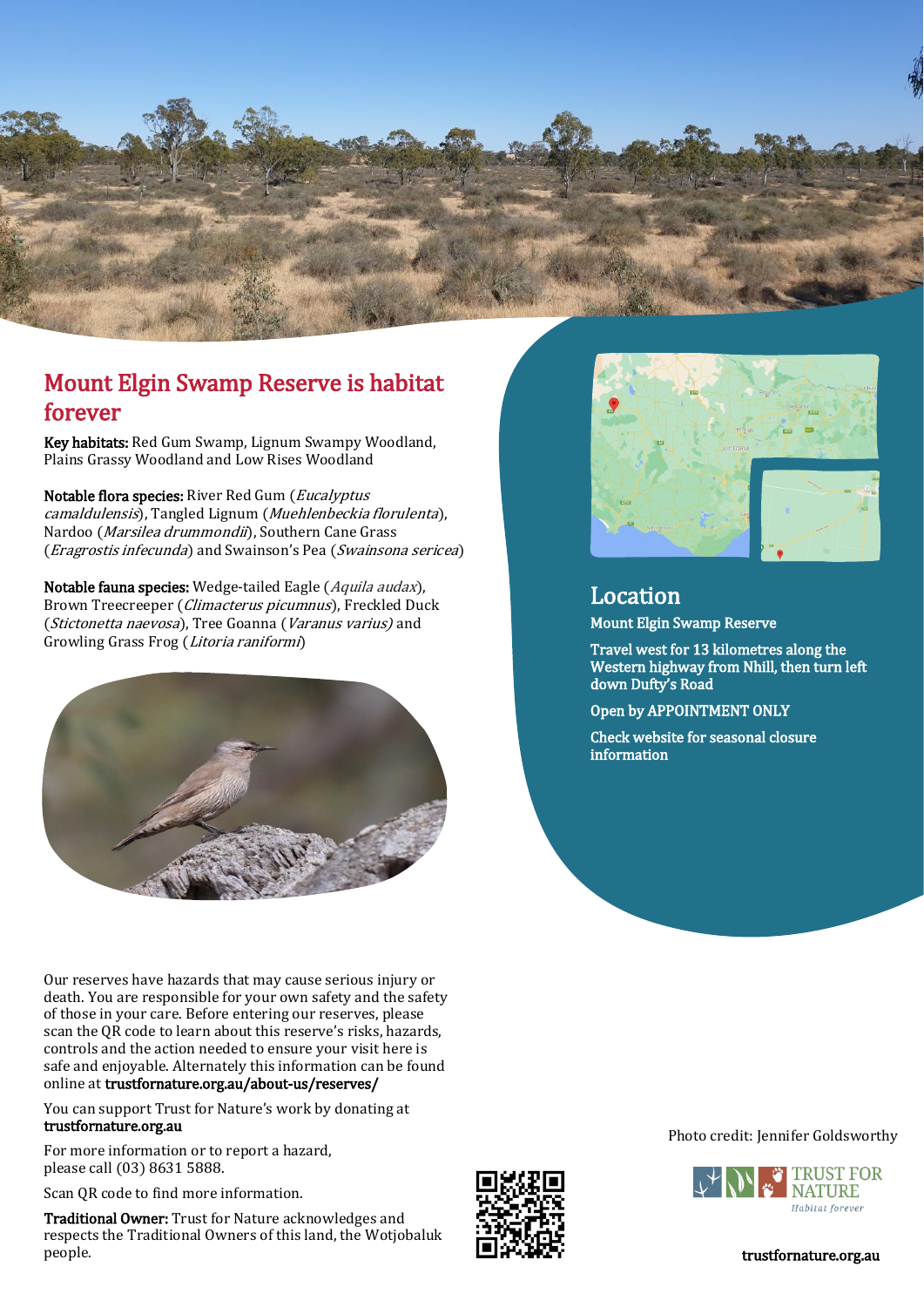## Mount Elgin Swamp Reserve is habitat forever

**Key habitats:** Red Gum Swamp, Lignum Swampy Woodland, Plains Grassy Woodland and Low Rises Woodland

**Notable flora species:** River Red Gum (*Eucalyptus camaldulensis*), Tangled Lignum (*Muehlenbeckia florulenta*), Nardoo (*Marsilea drummondii*), Southern Cane Grass (*Eragrostis infecunda*) and Swainson's Pea (*Swainsona sericea*)

**Notable fauna species:** Wedge-tailed Eagle (*Aquila audax*), Brown Treecreeper (*Climacterus picumnus*), Freckled Duck (*Stictonetta naevosa*), Tree Goanna (*Varanus varius)* and Growling Grass Frog (*Litoria raniformi*)

## Location

**Mount Elgin Swamp Reserve**

**Travel west for 13 kilometres along the Western highway from Nhill, then turn left down Dufty's Road**

**Open by APPOINTMENT ONLY**

**Check website for seasonal closure information**

Our reserves have hazards that may cause serious injury or death. You are responsible for your own safety and the safety of those in your care. Before entering our reserves, please scan the QR code to learn about this reserve's risks, hazards, controls and the action needed to ensure your visit here is safe and enjoyable. Alternately this information can be found online at **trustfornature.org.au/about-us/reserves/**

You can support Trust for Nature's work by donating at **trustfornature.org.au**

For more information or to report a hazard, please call (03) 8631 5888.

Scan QR code to find more information.

**Traditional Owner:** Trust for Nature acknowledges and respects the Traditional Owners of this land, the Wotjobaluk people.

Photo credit: Jennifer Goldsworthy

TRUST FOR NATURE
Habitat forever

**trustfornature.org.au**